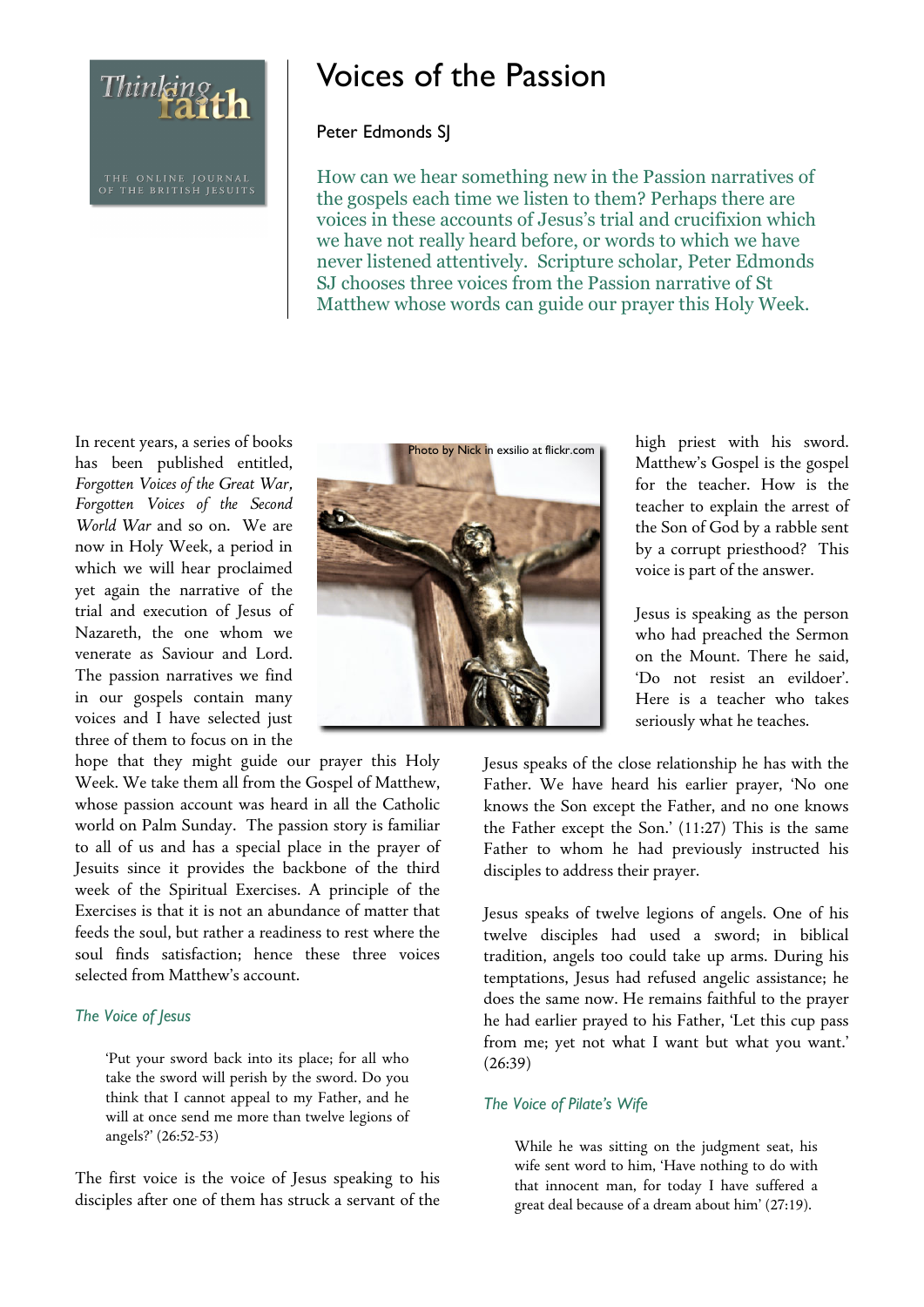# Voices of the Passion

Peter Edmonds SJ

How can we hear something new in the Passion narratives of the gospels each time we listen to them? Perhaps there are voices in these accounts of Jesus's trial and crucifixion which we have not really heard before, or words to which we have never listened attentively. Scripture scholar, Peter Edmonds SJ chooses three voices from the Passion narrative of St Matthew whose words can guide our prayer this Holy Week.

Photo by Nick in exsilio at flickr.com

In recent years, a series of books has been published entitled, *Forgotten Voices of the Great War*, *Forgotten Voices of the Second World War* and so on. We are now in Holy Week, a period in which we will hear proclaimed yet again the narrative of the trial and execution of Jesus of Nazareth, the one whom we venerate as Saviour and Lord. The passion narratives we find in our gospels contain many voices and I have selected just three of them to focus on in the hope that they might guide our prayer this Holy Week. We take them all from the Gospel of Matthew, whose passion account was heard in all the Catholic world on Palm Sunday. The passion story is familiar to all of us and has a special place in the prayer of Jesuits since it provides the backbone of the third week of the Spiritual Exercises. A principle of the Exercises is that it is not an abundance of matter that feeds the soul, but rather a readiness to rest where the soul finds satisfaction; hence these three voices selected from Matthew's account.

### *The Voice of Jesus*

> 'Put your sword back into its place; for all who take the sword will perish by the sword. Do you think that I cannot appeal to my Father, and he will at once send me more than twelve legions of angels?' (26:52-53)

The first voice is the voice of Jesus speaking to his disciples after one of them has struck a servant of the high priest with his sword. Matthew's Gospel is the gospel for the teacher. How is the teacher to explain the arrest of the Son of God by a rabble sent by a corrupt priesthood? This voice is part of the answer.

Jesus is speaking as the person who had preached the Sermon on the Mount. There he said, 'Do not resist an evildoer'. Here is a teacher who takes seriously what he teaches.

Jesus speaks of the close relationship he has with the Father. We have heard his earlier prayer, 'No one knows the Son except the Father, and no one knows the Father except the Son.' (11:27) This is the same Father to whom he had previously instructed his disciples to address their prayer.

Jesus speaks of twelve legions of angels. One of his twelve disciples had used a sword; in biblical tradition, angels too could take up arms. During his temptations, Jesus had refused angelic assistance; he does the same now. He remains faithful to the prayer he had earlier prayed to his Father, 'Let this cup pass from me; yet not what I want but what you want.' (26:39)

### *The Voice of Pilate's Wife*

> While he was sitting on the judgment seat, his wife sent word to him, 'Have nothing to do with that innocent man, for today I have suffered a great deal because of a dream about him' (27:19).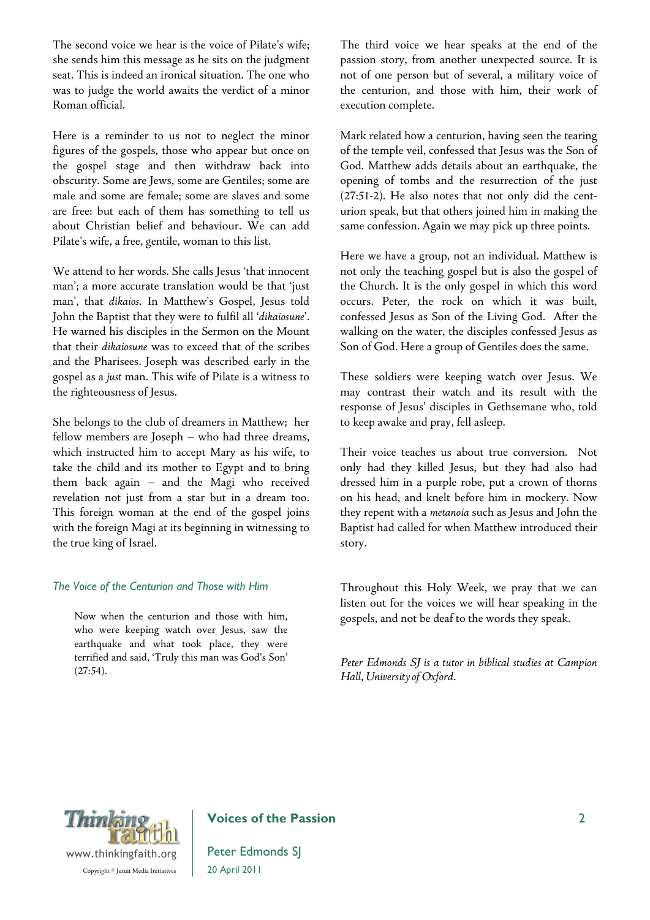The second voice we hear is the voice of Pilate's wife; she sends him this message as he sits on the judgment seat. This is indeed an ironical situation. The one who was to judge the world awaits the verdict of a minor Roman official.

Here is a reminder to us not to neglect the minor figures of the gospels, those who appear but once on the gospel stage and then withdraw back into obscurity. Some are Jews, some are Gentiles; some are male and some are female; some are slaves and some are free: but each of them has something to tell us about Christian belief and behaviour. We can add Pilate's wife, a free, gentile, woman to this list.

We attend to her words. She calls Jesus 'that innocent man'; a more accurate translation would be that 'just man', that *dikaios*. In Matthew's Gospel, Jesus told John the Baptist that they were to fulfil all '*dikaiosune*'. He warned his disciples in the Sermon on the Mount that their *dikaiosune* was to exceed that of the scribes and the Pharisees. Joseph was described early in the gospel as a *just* man. This wife of Pilate is a witness to the righteousness of Jesus.

She belongs to the club of dreamers in Matthew; her fellow members are Joseph – who had three dreams, which instructed him to accept Mary as his wife, to take the child and its mother to Egypt and to bring them back again – and the Magi who received revelation not just from a star but in a dream too. This foreign woman at the end of the gospel joins with the foreign Magi at its beginning in witnessing to the true king of Israel.

### *The Voice of the Centurion and Those with Him*

> Now when the centurion and those with him, who were keeping watch over Jesus, saw the earthquake and what took place, they were terrified and said, 'Truly this man was God's Son' (27:54).

The third voice we hear speaks at the end of the passion story, from another unexpected source. It is not of one person but of several, a military voice of the centurion, and those with him, their work of execution complete.

Mark related how a centurion, having seen the tearing of the temple veil, confessed that Jesus was the Son of God. Matthew adds details about an earthquake, the opening of tombs and the resurrection of the just (27:51-2). He also notes that not only did the centurion speak, but that others joined him in making the same confession. Again we may pick up three points.

Here we have a group, not an individual. Matthew is not only the teaching gospel but is also the gospel of the Church. It is the only gospel in which this word occurs. Peter, the rock on which it was built, confessed Jesus as Son of the Living God. After the walking on the water, the disciples confessed Jesus as Son of God. Here a group of Gentiles does the same.

These soldiers were keeping watch over Jesus. We may contrast their watch and its result with the response of Jesus' disciples in Gethsemane who, told to keep awake and pray, fell asleep.

Their voice teaches us about true conversion. Not only had they killed Jesus, but they also had dressed him in a purple robe, put a crown of thorns on his head, and knelt before him in mockery. Now they repent with a *metanoia* such as Jesus and John the Baptist had called for when Matthew introduced their story.

Throughout this Holy Week, we pray that we can listen out for the voices we will hear speaking in the gospels, and not be deaf to the words they speak.

*Peter Edmonds SJ is a tutor in biblical studies at Campion Hall, University of Oxford.*